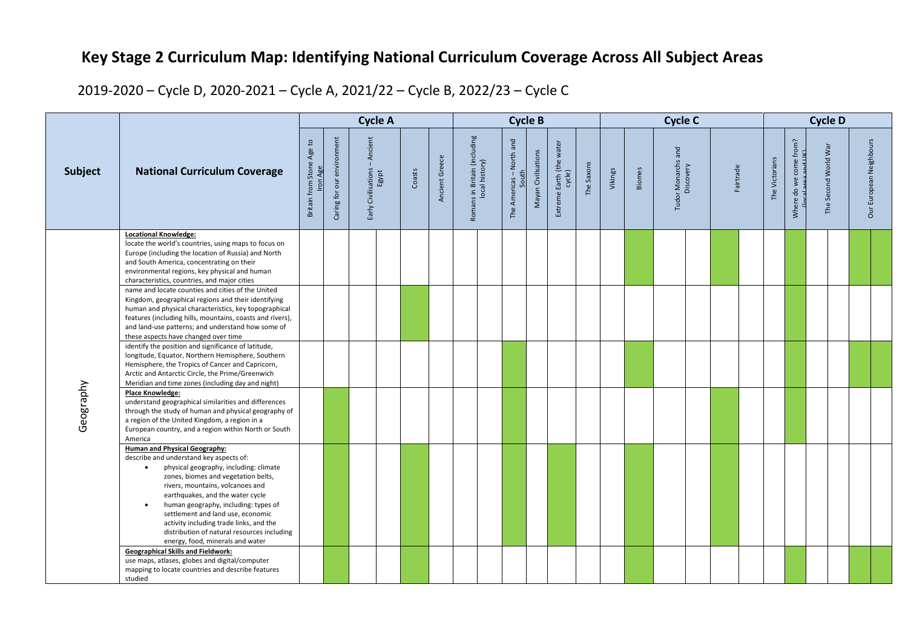# Key Stage 2 Curriculum Map: Identifying National Curriculum Coverage Across All Subject Areas

2019-2020 – Cycle D, 2020-2021 – Cycle A, 2021/22 – Cycle B, 2022/23 – Cycle C

Covered areas are shaded green in the original; they are marked ✓ below.

| Subject | National Curriculum Coverage | Cycle A | | | | | Cycle B | | | | | Cycle C | | | | Cycle D | | | |
|---|---|---|---|---|---|---|---|---|---|---|---|---|---|---|---|---|---|---|---|
| | | Britain from Stone Age to Iron Age | Caring for our environment | Early Civilisations – Ancient Egypt | Coasts | Ancient Greece | Romans in Britain (including local history) | The Americas – North and South | Mayan Civilisations | Extreme Earth (the water cycle) | The Saxons | Vikings | Biomes | Tudor Monarchs and Discovery | Fairtrade | The Victorians | Where do we come from? (local area and UK) | The Second World War | Our European Neighbours |
| Geography | **Locational Knowledge:** locate the world's countries, using maps to focus on Europe (including the location of Russia) and North and South America, concentrating on their environmental regions, key physical and human characteristics, countries, and major cities | | | | | | | | | | | | ✓ | | ✓ | | ✓ | | ✓ |
| | name and locate counties and cities of the United Kingdom, geographical regions and their identifying human and physical characteristics, key topographical features (including hills, mountains, coasts and rivers), and land-use patterns; and understand how some of these aspects have changed over time | | | | ✓ | | | | | | | | | | | | ✓ | | |
| | identify the position and significance of latitude, longitude, Equator, Northern Hemisphere, Southern Hemisphere, the Tropics of Cancer and Capricorn, Arctic and Antarctic Circle, the Prime/Greenwich Meridian and time zones (including day and night) | | | | | | | ✓ | | | | | ✓ | | | | ✓ | | ✓ |
| | **Place Knowledge:** understand geographical similarities and differences through the study of human and physical geography of a region of the United Kingdom, a region in a European country, and a region within North or South America | | ✓ | | | | | ✓ | | | | | | | ✓ | | ✓ | | |
| | **Human and Physical Geography:** describe and understand key aspects of: <br>• physical geography, including: climate zones, biomes and vegetation belts, rivers, mountains, volcanoes and earthquakes, and the water cycle <br>• human geography, including: types of settlement and land use, economic activity including trade links, and the distribution of natural resources including energy, food, minerals and water | | ✓ | | ✓ | | | ✓ | | ✓ | | | ✓ | | ✓ | | | | |
| | **Geographical Skills and Fieldwork:** use maps, atlases, globes and digital/computer mapping to locate countries and describe features studied | | ✓ | | ✓ | | | | | | | | ✓ | | | | ✓ | | ✓ |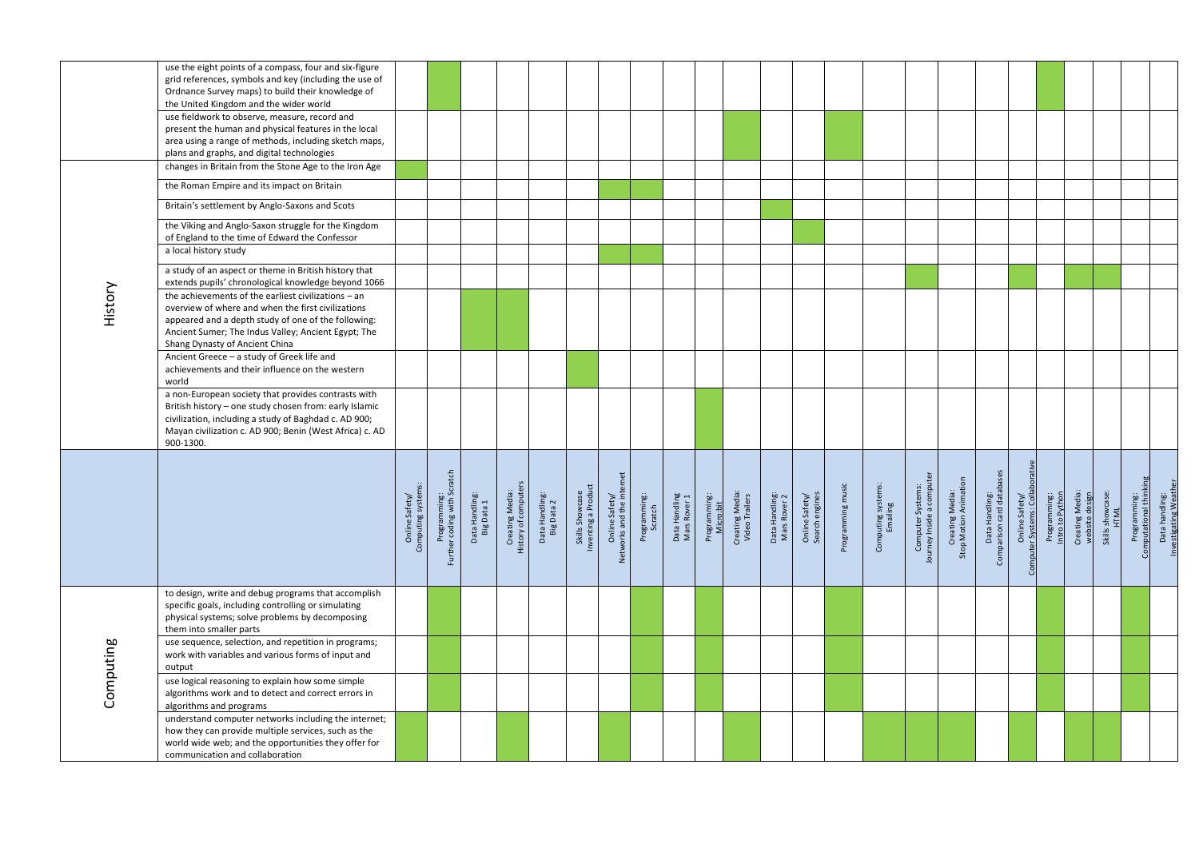| Subject | Objective | Online Safety/ Computing systems: | Programming: Further coding with Scratch | Data Handling: Big Data 1 | Creating Media: History of computers | Data Handling: Big Data 2 | Skills Showcase Inventing a Product | Online Safety/ Networks and the internet | Programming: Scratch | Data Handling Mars Rover 1 | Programming: Micro:bit | Creating Media: Video Trailers | Data Handling: Mars Rover 2 | Online Safety/ Search engines | Programming music | Computing systems: Emailing | Computer Systems: Journey Inside a computer | Creating Media: Stop Motion Animation | Data Handling: Comparison card databases | Online Safety/ Computer Systems: Collaborative | Programming: Intro to Python | Creating Media: website design | Skills showcase: HTML | Programming: Computational thinking | Data handling: Investigating Weather |
|---|---|---|---|---|---|---|---|---|---|---|---|---|---|---|---|---|---|---|---|---|---|---|---|---|---|
| | use the eight points of a compass, four and six-figure grid references, symbols and key (including the use of Ordnance Survey maps) to build their knowledge of the United Kingdom and the wider world | | ✓ | | | | | | | | | | | | | | | | | | ✓ | | | | |
| | use fieldwork to observe, measure, record and present the human and physical features in the local area using a range of methods, including sketch maps, plans and graphs, and digital technologies | | | | | | | | | | | ✓ | | | ✓ | | | | | | | | | | |
| History | changes in Britain from the Stone Age to the Iron Age | ✓ | | | | | | | | | | | | | | | | | | | | | | | |
| History | the Roman Empire and its impact on Britain | | | | | | | ✓ | ✓ | | | | | | | | | | | | | | | | |
| History | Britain's settlement by Anglo-Saxons and Scots | | | | | | | | | | | | ✓ | | | | | | | | | | | | |
| History | the Viking and Anglo-Saxon struggle for the Kingdom of England to the time of Edward the Confessor | | | | | | | | | | | | | ✓ | | | | | | | | | | | |
| History | a local history study | | | | | | | ✓ | ✓ | | | | | | | | | | | | | | | | |
| History | a study of an aspect or theme in British history that extends pupils' chronological knowledge beyond 1066 | | | | | | | | | | | | | | | | ✓ | | | ✓ | | ✓ | ✓ | | |
| History | the achievements of the earliest civilizations – an overview of where and when the first civilizations appeared and a depth study of one of the following: Ancient Sumer; The Indus Valley; Ancient Egypt; The Shang Dynasty of Ancient China | | | ✓ | ✓ | | | | | | | | | | | | | | | | | | | | |
| History | Ancient Greece – a study of Greek life and achievements and their influence on the western world | | | | | | ✓ | | | | | | | | | | | | | | | | | | |
| History | a non-European society that provides contrasts with British history – one study chosen from: early Islamic civilization, including a study of Baghdad c. AD 900; Mayan civilization c. AD 900; Benin (West Africa) c. AD 900-1300. | | | | | | | | | | ✓ | | | | | | | | | | | | | | |
| Computing | to design, write and debug programs that accomplish specific goals, including controlling or simulating physical systems; solve problems by decomposing them into smaller parts | | ✓ | | | | | | ✓ | | ✓ | | | | ✓ | | | | | | ✓ | | | ✓ | |
| Computing | use sequence, selection, and repetition in programs; work with variables and various forms of input and output | | ✓ | | | | | | ✓ | | ✓ | | | | ✓ | | | | | | ✓ | | | ✓ | |
| Computing | use logical reasoning to explain how some simple algorithms work and to detect and correct errors in algorithms and programs | | ✓ | | | | | | ✓ | | ✓ | | | | ✓ | | | | | | ✓ | | | ✓ | |
| Computing | understand computer networks including the internet; how they can provide multiple services, such as the world wide web; and the opportunities they offer for communication and collaboration | ✓ | | | ✓ | | | ✓ | | | | ✓ | | | | ✓ | ✓ | ✓ | | ✓ | | ✓ | ✓ | | |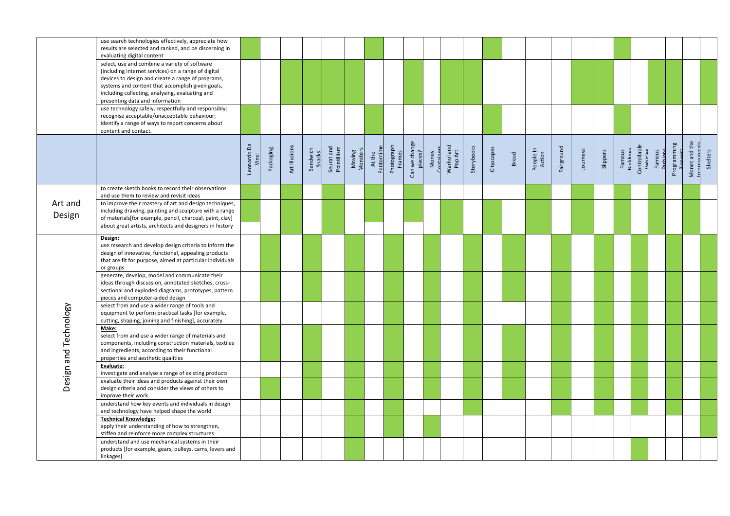| | | | | | | | | | | | | | | | | | | | | | | | | | |
|---|---|---|---|---|---|---|---|---|---|---|---|---|---|---|---|---|---|---|---|---|---|---|---|---|---|
| | use search technologies effectively, appreciate how results are selected and ranked, and be discerning in evaluating digital content | | | | | | | | | | | | | | | | | | | | | | | | |
| | select, use and combine a variety of software (including internet services) on a range of digital devices to design and create a range of programs, systems and content that accomplish given goals, including collecting, analysing, evaluating and presenting data and information | | | | | | | | | | | | | | | | | | | | | | | | |
| | use technology safely, respectfully and responsibly; recognise acceptable/unacceptable behaviour; identify a range of ways to report concerns about content and contact. | | | | | | | | | | | | | | | | | | | | | | | | |

| | | Leonardo Da Vinci | Packaging | Art Illusions | Sandwich Snacks | Seurat and Pointillism | Moving Monsters | At the Pantomime | Photograph Frames | Can we change places? | Money Containers | Warhol and Pop Art | Storybooks | Cityscapes | Bread | People In Action | Fairground | Journeys | Slippers | Famous Buildings | Controllable Vehicles | Famous Fashions | Programming Pioneers | Monet and the Impressionists | Shelters |
|---|---|---|---|---|---|---|---|---|---|---|---|---|---|---|---|---|---|---|---|---|---|---|---|---|---|
| Art and Design | to create sketch books to record their observations and use them to review and revisit ideas | | | | | | | | | | | | | | | | | | | | | | | | |
| | to improve their mastery of art and design techniques, including drawing, painting and sculpture with a range of materials[for example, pencil, charcoal, paint, clay] | | | | | | | | | | | | | | | | | | | | | | | | |
| | about great artists, architects and designers in history | | | | | | | | | | | | | | | | | | | | | | | | |
| Design and Technology | **Design:** use research and develop design criteria to inform the design of innovative, functional, appealing products that are fit for purpose, aimed at particular individuals or groups | | | | | | | | | | | | | | | | | | | | | | | | |
| | generate, develop, model and communicate their ideas through discussion, annotated sketches, cross-sectional and exploded diagrams, prototypes, pattern pieces and computer-aided design | | | | | | | | | | | | | | | | | | | | | | | | |
| | select from and use a wider range of tools and equipment to perform practical tasks [for example, cutting, shaping, joining and finishing], accurately | | | | | | | | | | | | | | | | | | | | | | | | |
| | **Make:** select from and use a wider range of materials and components, including construction materials, textiles and ingredients, according to their functional properties and aesthetic qualities | | | | | | | | | | | | | | | | | | | | | | | | |
| | **Evaluate:** investigate and analyse a range of existing products | | | | | | | | | | | | | | | | | | | | | | | | |
| | evaluate their ideas and products against their own design criteria and consider the views of others to improve their work | | | | | | | | | | | | | | | | | | | | | | | | |
| | understand how key events and individuals in design and technology have helped shape the world | | | | | | | | | | | | | | | | | | | | | | | | |
| | **Technical Knowledge:** apply their understanding of how to strengthen, stiffen and reinforce more complex structures | | | | | | | | | | | | | | | | | | | | | | | | |
| | understand and use mechanical systems in their products [for example, gears, pulleys, cams, levers and linkages] | | | | | | | | | | | | | | | | | | | | | | | | |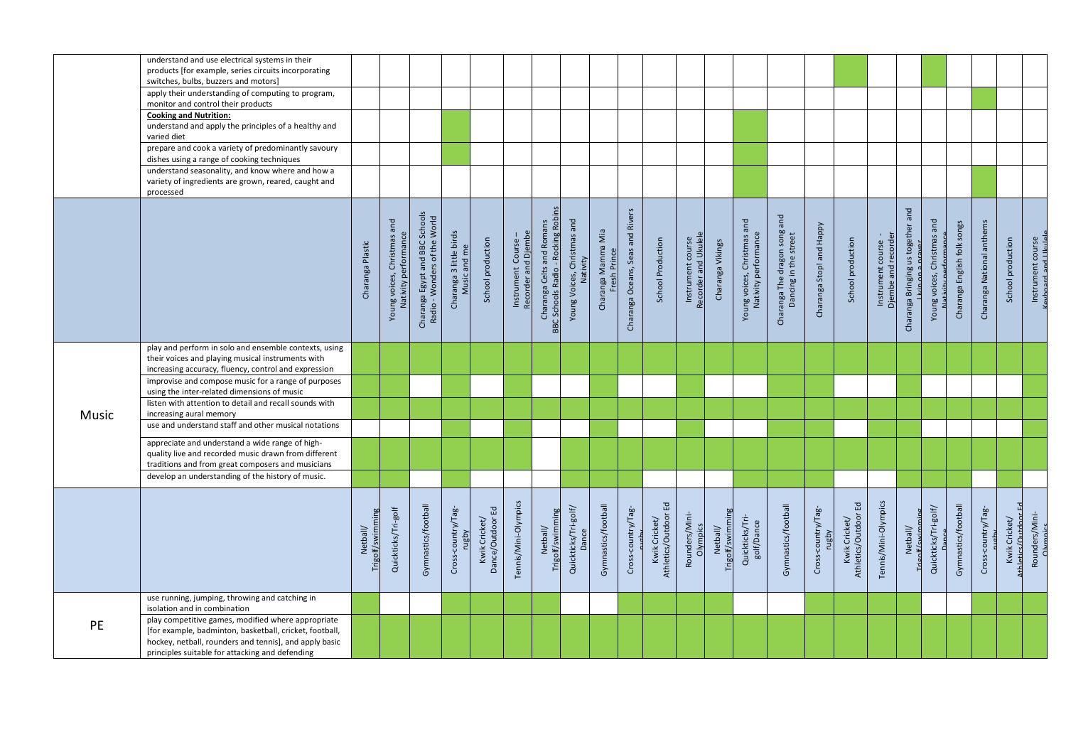| | | Charanga Plastic | Young voices, Christmas and Nativity performance | Charanga Egypt and BBC Schools Radio - Wonders of the World | Charanga 3 little birds Music and me | School production | Instrument Course – Recorder and Djembe | Charanga Celts and Romans BBC Schools Radio - Rocking Robins | Young Voices, Christmas and Nativity | Charanga Mamma Mia Fresh Prince | Charanga Oceans, Seas and Rivers | School Production | Instrument course Recorder and Ukulele | Charanga Vikings | Young voices, Christmas and Nativity performance | Charanga The dragon song and Dancing in the street | Charanga Stop! and Happy | School production | Instrument course - Djembe and recorder | Charanga Bringing us together and Livin on a prayer | Young voices, Christmas and Nativity performance | Charanga English folk songs | Charanga National anthems | School production | Instrument course Keyboard and Ukulele |
|---|---|---|---|---|---|---|---|---|---|---|---|---|---|---|---|---|---|---|---|---|---|---|---|---|---|
| | understand and use electrical systems in their products [for example, series circuits incorporating switches, bulbs, buzzers and motors] | | | | | | | | | | | | | | | | | ✓ | | | ✓ | | | | |
| | apply their understanding of computing to program, monitor and control their products | | | | | | | | | | | | | | | | | | | | | | ✓ | | |
| | **Cooking and Nutrition:** understand and apply the principles of a healthy and varied diet | | | | ✓ | | | | | | | | | | ✓ | | | | | | | | | | |
| | prepare and cook a variety of predominantly savoury dishes using a range of cooking techniques | | | | ✓ | | | | | | | | | | ✓ | | | | | | | | | | |
| | understand seasonality, and know where and how a variety of ingredients are grown, reared, caught and processed | | | | | | | | | | | | | | ✓ | | | | | | | | ✓ | | |
| Music | play and perform in solo and ensemble contexts, using their voices and playing musical instruments with increasing accuracy, fluency, control and expression | ✓ | ✓ | ✓ | ✓ | ✓ | ✓ | ✓ | ✓ | ✓ | ✓ | ✓ | ✓ | ✓ | ✓ | ✓ | ✓ | ✓ | ✓ | ✓ | ✓ | ✓ | ✓ | ✓ | ✓ |
| | improvise and compose music for a range of purposes using the inter-related dimensions of music | ✓ | ✓ | | ✓ | | ✓ | | | ✓ | | | ✓ | | ✓ | ✓ | ✓ | | | ✓ | | | | | |
| | listen with attention to detail and recall sounds with increasing aural memory | ✓ | ✓ | ✓ | ✓ | ✓ | ✓ | ✓ | ✓ | ✓ | ✓ | ✓ | ✓ | ✓ | ✓ | ✓ | ✓ | ✓ | ✓ | ✓ | ✓ | ✓ | ✓ | ✓ | ✓ |
| | use and understand staff and other musical notations | | | | ✓ | | ✓ | | | ✓ | | | ✓ | | | ✓ | ✓ | | ✓ | ✓ | | | | ✓ | ✓ |
| | appreciate and understand a wide range of high-quality live and recorded music drawn from different traditions and from great composers and musicians | ✓ | ✓ | ✓ | ✓ | ✓ | ✓ | | ✓ | ✓ | ✓ | ✓ | ✓ | ✓ | ✓ | ✓ | ✓ | ✓ | ✓ | ✓ | ✓ | ✓ | ✓ | ✓ | ✓ |
| | develop an understanding of the history of music. | ✓ | ✓ | | ✓ | | | | | ✓ | ✓ | ✓ | ✓ | ✓ | ✓ | ✓ | ✓ | ✓ | | ✓ | ✓ | ✓ | | ✓ | |

| | | Netball/ Trigolf/swimming | Quickticks/Tri-golf | Gymnastics/football | Cross-country/Tag-rugby | Kwik Cricket/ Dance/Outdoor Ed | Tennis/Mini-Olympics | Netball/ Trigolf/swimming | Quickticks/Tri-golf/ Dance | Gymnastics/football | Cross-country/Tag-rugby | Kwik Cricket/ Athletics/Outdoor Ed | Rounders/Mini-Olympics | Netball/ Trigolf/swimming | Quickticks/Tri-golf/Dance | Gymnastics/football | Cross-country/Tag-rugby | Kwik Cricket/ Athletics/Outdoor Ed | Tennis/Mini-Olympics | Netball/ Trigolf/swimming | Quickticks/Tri-golf/ Dance | Gymnastics/football | Cross-country/Tag-rugby | Kwik Cricket/ Athletics/Outdoor Ed | Rounders/Mini-Olympics |
|---|---|---|---|---|---|---|---|---|---|---|---|---|---|---|---|---|---|---|---|---|---|---|---|---|---|
| PE | use running, jumping, throwing and catching in isolation and in combination | ✓ | | | ✓ | ✓ | ✓ | ✓ | | | ✓ | ✓ | ✓ | ✓ | | | ✓ | ✓ | ✓ | ✓ | | | ✓ | ✓ | ✓ |
| | play competitive games, modified where appropriate [for example, badminton, basketball, cricket, football, hockey, netball, rounders and tennis], and apply basic principles suitable for attacking and defending | ✓ | ✓ | ✓ | ✓ | ✓ | ✓ | ✓ | ✓ | ✓ | ✓ | ✓ | ✓ | ✓ | ✓ | ✓ | ✓ | ✓ | ✓ | ✓ | ✓ | ✓ | ✓ | ✓ | ✓ |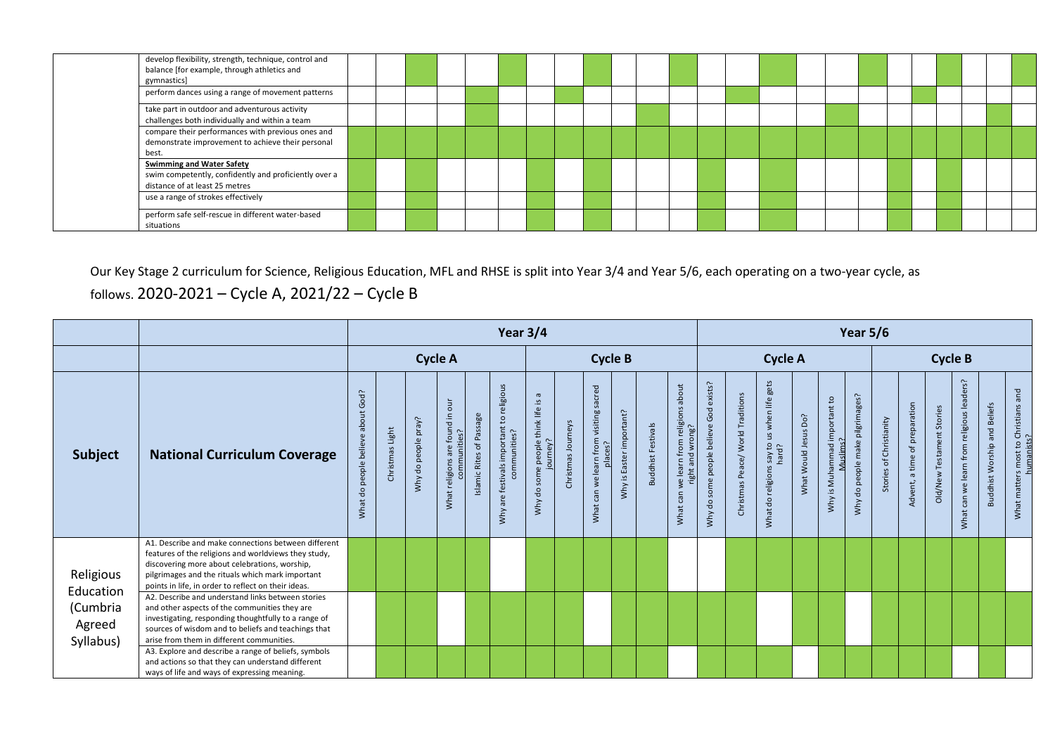| | | | | | | | | | | | | | | | | | | | | | | | | | |
|---|---|---|---|---|---|---|---|---|---|---|---|---|---|---|---|---|---|---|---|---|---|---|---|---|---|
| | develop flexibility, strength, technique, control and balance [for example, through athletics and gymnastics] | | | ✓ | | | ✓ | | | ✓ | | | ✓ | | | ✓ | | | ✓ | | | ✓ | | | ✓ |
| | perform dances using a range of movement patterns | | | | | ✓ | | | ✓ | | | | | | ✓ | | | | | | ✓ | | | | |
| | take part in outdoor and adventurous activity challenges both individually and within a team | | | | | ✓ | | | | | | ✓ | | | | | | ✓ | | | | | | ✓ | |
| | compare their performances with previous ones and demonstrate improvement to achieve their personal best. | ✓ | ✓ | ✓ | ✓ | ✓ | ✓ | ✓ | ✓ | ✓ | ✓ | ✓ | ✓ | ✓ | ✓ | ✓ | ✓ | ✓ | ✓ | ✓ | ✓ | ✓ | ✓ | ✓ | ✓ |
| | **Swimming and Water Safety** swim competently, confidently and proficiently over a distance of at least 25 metres | ✓ | | ✓ | | | | ✓ | | ✓ | | | | ✓ | | ✓ | | | | ✓ | | ✓ | | | |
| | use a range of strokes effectively | ✓ | | ✓ | | | | ✓ | | ✓ | | | | ✓ | | ✓ | | | | ✓ | | ✓ | | | |
| | perform safe self-rescue in different water-based situations | ✓ | | ✓ | | | | ✓ | | ✓ | | | | ✓ | | ✓ | | | | ✓ | | ✓ | | | |

Our Key Stage 2 curriculum for Science, Religious Education, MFL and RHSE is split into Year 3/4 and Year 5/6, each operating on a two-year cycle, as follows. 2020-2021 – Cycle A, 2021/22 – Cycle B

| | | **Year 3/4** | | | | | | | | | | | | **Year 5/6** | | | | | | | | | | | |
|---|---|---|---|---|---|---|---|---|---|---|---|---|---|---|---|---|---|---|---|---|---|---|---|---|---|
| | | **Cycle A** | | | | | | **Cycle B** | | | | | | **Cycle A** | | | | | | **Cycle B** | | | | | |
| **Subject** | **National Curriculum Coverage** | What do people believe about God? | Christmas Light | Why do people pray? | What religions are found in our communities? | Islamic Rites of Passage | Why are festivals important to religious communities? | Why do some people think life is a journey? | Christmas Journeys | What can we learn from visiting sacred places? | Why is Easter important? | Buddhist Festivals | What can we learn from religions about right and wrong? | Why do some people believe God exists? | Christmas Peace/ World Traditions | What do religions say to us when life gets hard? | What Would Jesus Do? | Why is Muhammad important to Muslims? | Why do people make pilgrimages? | Stories of Christianity | Advent, a time of preparation | Old/New Testament Stories | What can we learn from religious leaders? | Buddhist Worship and Beliefs | What matters most to Christians and humanists? |
| Religious Education (Cumbria Agreed Syllabus) | A1. Describe and make connections between different features of the religions and worldviews they study, discovering more about celebrations, worship, pilgrimages and the rituals which mark important points in life, in order to reflect on their ideas. | ✓ | ✓ | ✓ | ✓ | ✓ | | ✓ | ✓ | ✓ | ✓ | ✓ | | | ✓ | ✓ | ✓ | ✓ | ✓ | ✓ | ✓ | ✓ | ✓ | ✓ | |
| | A2. Describe and understand links between stories and other aspects of the communities they are investigating, responding thoughtfully to a range of sources of wisdom and to beliefs and teachings that arise from them in different communities. | | ✓ | ✓ | | ✓ | ✓ | ✓ | ✓ | | ✓ | ✓ | ✓ | ✓ | ✓ | | ✓ | ✓ | | ✓ | ✓ | ✓ | ✓ | ✓ | ✓ |
| | A3. Explore and describe a range of beliefs, symbols and actions so that they can understand different ways of life and ways of expressing meaning. | | ✓ | ✓ | ✓ | ✓ | ✓ | ✓ | ✓ | ✓ | ✓ | ✓ | | ✓ | ✓ | ✓ | | ✓ | ✓ | ✓ | ✓ | ✓ | | ✓ | |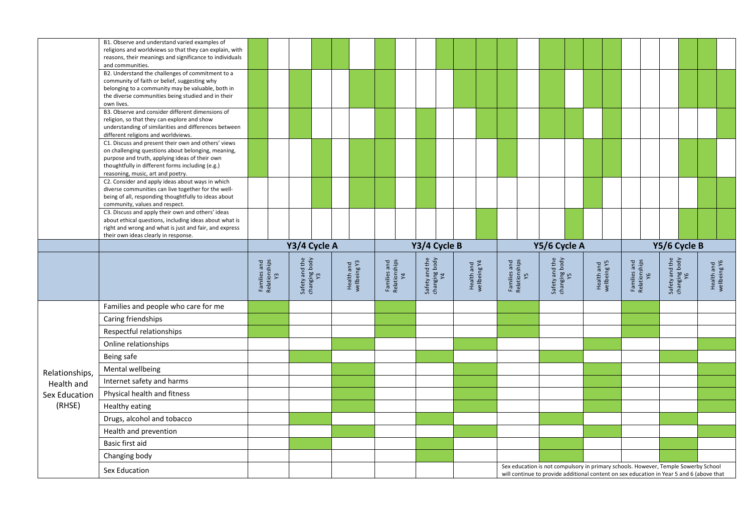| | | Families and Relationships Y3 | | Safety and the changing body Y3 | | Health and wellbeing Y3 | | Families and Relationships Y4 | | Safety and the changing body Y4 | | Health and wellbeing Y4 | | Families and Relationships Y5 | | Safety and the changing body Y5 | | Health and wellbeing Y5 | | Families and Relationships Y6 | | Safety and the changing body Y6 | | Health and wellbeing Y6 | |
|---|---|---|---|---|---|---|---|---|---|---|---|---|---|---|---|---|---|---|---|---|---|---|---|---|---|
| | B1. Observe and understand varied examples of religions and worldviews so that they can explain, with reasons, their meanings and significance to individuals and communities. | ✓ | | | ✓ | ✓ | | ✓ | | | ✓ | ✓ | ✓ | ✓ | | ✓ | ✓ | ✓ | ✓ | | | | ✓ | ✓ | |
| | B2. Understand the challenges of commitment to a community of faith or belief, suggesting why belonging to a community may be valuable, both in the diverse communities being studied and in their own lives. | ✓ | | ✓ | | | ✓ | ✓ | | | | ✓ | ✓ | ✓ | | ✓ | | ✓ | ✓ | | | | | ✓ | ✓ |
| | B3. Observe and consider different dimensions of religion, so that they can explore and show understanding of similarities and differences between different religions and worldviews. | ✓ | | ✓ | | | | ✓ | | ✓ | | | ✓ | ✓ | | ✓ | ✓ | | ✓ | | | | | | ✓ |
| | C1. Discuss and present their own and others' views on challenging questions about belonging, meaning, purpose and truth, applying ideas of their own thoughtfully in different forms including (e.g.) reasoning, music, art and poetry. | ✓ | | | ✓ | | ✓ | ✓ | | ✓ | | | | ✓ | | | | ✓ | ✓ | | | | ✓ | ✓ | |
| | C2. Consider and apply ideas about ways in which diverse communities can live together for the well-being of all, responding thoughtfully to ideas about community, values and respect. | | | | ✓ | | ✓ | ✓ | | ✓ | | | | | | | | ✓ | | | | | | ✓ | ✓ |
| | C3. Discuss and apply their own and others' ideas about ethical questions, including ideas about what is right and wrong and what is just and fair, and express their own ideas clearly in response. | | | | | | | | | | | | ✓ | | | | ✓ | | | | | | | | |

| | | Y3/4 Cycle A | | | Y3/4 Cycle B | | | Y5/6 Cycle A | | | Y5/6 Cycle B | | |
|---|---|---|---|---|---|---|---|---|---|---|---|---|---|
| | | Families and Relationships Y3 | Safety and the changing body Y3 | Health and wellbeing Y3 | Families and Relationships Y4 | Safety and the changing body Y4 | Health and wellbeing Y4 | Families and Relationships Y5 | Safety and the changing body Y5 | Health and wellbeing Y5 | Families and Relationships Y6 | Safety and the changing body Y6 | Health and wellbeing Y6 |
| Relationships, Health and Sex Education (RHSE) | Families and people who care for me | ✓ | | | ✓ | | | ✓ | | | ✓ | | |
| | Caring friendships | ✓ | | | ✓ | | | ✓ | | | ✓ | | |
| | Respectful relationships | ✓ | | | ✓ | | | ✓ | | | ✓ | | |
| | Online relationships | | | ✓ | | | ✓ | | | ✓ | | | ✓ |
| | Being safe | | ✓ | | | ✓ | | | ✓ | | | ✓ | |
| | Mental wellbeing | | | ✓ | | | ✓ | | | ✓ | | | ✓ |
| | Internet safety and harms | | | ✓ | | | ✓ | | | ✓ | | | ✓ |
| | Physical health and fitness | | | ✓ | | | ✓ | | | ✓ | | | ✓ |
| | Healthy eating | | | ✓ | | | ✓ | | | ✓ | | | ✓ |
| | Drugs, alcohol and tobacco | | ✓ | | | ✓ | | | ✓ | | | ✓ | |
| | Health and prevention | | | ✓ | | | ✓ | | | ✓ | | | ✓ |
| | Basic first aid | | ✓ | | | ✓ | | | ✓ | | | ✓ | |
| | Changing body | | | | | ✓ | | | ✓ | | | ✓ | |
| | Sex Education | | | | | | | Sex education is not compulsory in primary schools. However, Temple Sowerby School will continue to provide additional content on sex education in Year 5 and 6 (above that | | | | | |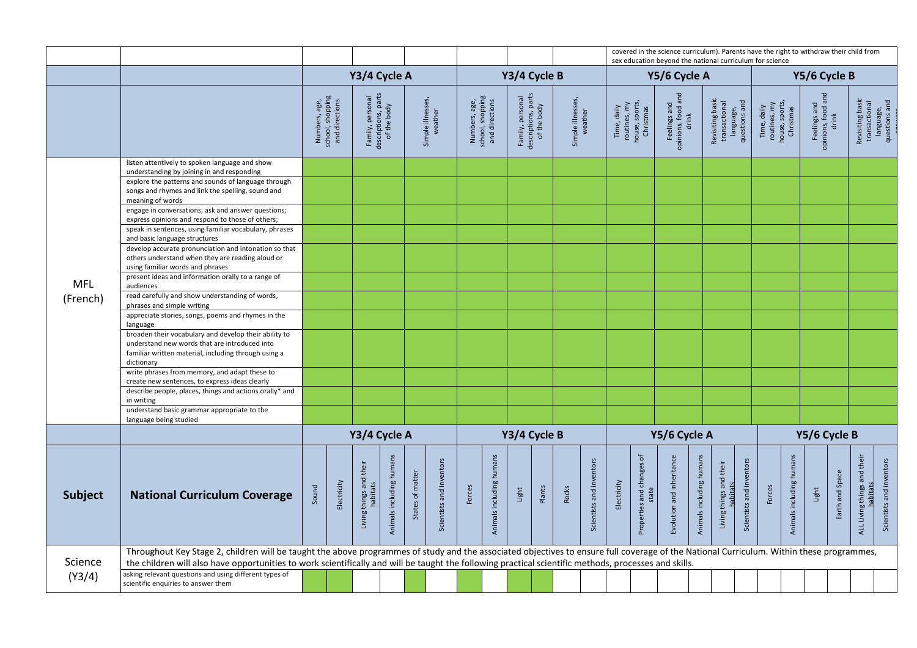| | | | | | | | | | | | | | |
|---|---|---|---|---|---|---|---|---|---|---|---|---|---|
| | | | | | | | | covered in the science curriculum). Parents have the right to withdraw their child from sex education beyond the national curriculum for science | | | | | |
| | | **Y3/4 Cycle A** | | | **Y3/4 Cycle B** | | | **Y5/6 Cycle A** | | | **Y5/6 Cycle B** | | |
| | | Numbers, age, school, shopping and directions | Family, personal descriptions, parts of the body | Simple illnesses, weather | Numbers, age, school, shopping and directions | Family, personal descriptions, parts of the body | Simple illnesses, weather | Time, daily routines, my house, sports, Christmas | Feelings and opinions, food and drink | Revisiting basic transactional language, questions and | Time, daily routines, my house, sports, Christmas | Feelings and opinions, food and drink | Revisiting basic transactional language, questions and |
| MFL (French) | listen attentively to spoken language and show understanding by joining in and responding | ✓ | ✓ | ✓ | ✓ | ✓ | ✓ | ✓ | ✓ | ✓ | ✓ | ✓ | ✓ |
| | explore the patterns and sounds of language through songs and rhymes and link the spelling, sound and meaning of words | ✓ | ✓ | ✓ | ✓ | ✓ | ✓ | ✓ | ✓ | ✓ | ✓ | ✓ | ✓ |
| | engage in conversations; ask and answer questions; express opinions and respond to those of others; | ✓ | ✓ | ✓ | ✓ | ✓ | ✓ | ✓ | ✓ | ✓ | ✓ | ✓ | ✓ |
| | speak in sentences, using familiar vocabulary, phrases and basic language structures | ✓ | ✓ | ✓ | ✓ | ✓ | ✓ | ✓ | ✓ | ✓ | ✓ | ✓ | ✓ |
| | develop accurate pronunciation and intonation so that others understand when they are reading aloud or using familiar words and phrases | ✓ | ✓ | ✓ | ✓ | ✓ | ✓ | ✓ | ✓ | ✓ | ✓ | ✓ | ✓ |
| | present ideas and information orally to a range of audiences | ✓ | ✓ | ✓ | ✓ | ✓ | ✓ | ✓ | ✓ | ✓ | ✓ | ✓ | ✓ |
| | read carefully and show understanding of words, phrases and simple writing | ✓ | ✓ | ✓ | ✓ | ✓ | ✓ | ✓ | ✓ | ✓ | ✓ | ✓ | ✓ |
| | appreciate stories, songs, poems and rhymes in the language | ✓ | ✓ | ✓ | ✓ | ✓ | ✓ | ✓ | ✓ | ✓ | ✓ | ✓ | ✓ |
| | broaden their vocabulary and develop their ability to understand new words that are introduced into familiar written material, including through using a dictionary | ✓ | ✓ | ✓ | ✓ | ✓ | ✓ | ✓ | ✓ | ✓ | ✓ | ✓ | ✓ |
| | write phrases from memory, and adapt these to create new sentences, to express ideas clearly | ✓ | ✓ | ✓ | ✓ | ✓ | ✓ | ✓ | ✓ | ✓ | ✓ | ✓ | ✓ |
| | describe people, places, things and actions orally* and in writing | ✓ | ✓ | ✓ | ✓ | ✓ | ✓ | ✓ | ✓ | ✓ | ✓ | ✓ | ✓ |
| | understand basic grammar appropriate to the language being studied | ✓ | ✓ | ✓ | ✓ | ✓ | ✓ | ✓ | ✓ | ✓ | ✓ | ✓ | ✓ |

| **Subject** | **National Curriculum Coverage** | **Y3/4 Cycle A** | | | | | | **Y3/4 Cycle B** | | | | | | **Y5/6 Cycle A** | | | | | | **Y5/6 Cycle B** | | | | | |
|---|---|---|---|---|---|---|---|---|---|---|---|---|---|---|---|---|---|---|---|---|---|---|---|---|---|
| | | Sound | Electricity | Living things and their habitats | Animals including humans | States of matter | Scientists and inventors | Forces | Animals including humans | Light | Plants | Rocks | Scientists and inventors | Electricity | Properties and changes of state | Evolution and inheritance | Animals including humans | Living things and their habitats | Scientists and inventors | Forces | Animals including humans | Light | Earth and Space | ALL Living things and their habitats | Scientists and inventors |
| Science (Y3/4) | Throughout Key Stage 2, children will be taught the above programmes of study and the associated objectives to ensure full coverage of the National Curriculum. Within these programmes, the children will also have opportunities to work scientifically and will be taught the following practical scientific methods, processes and skills. | | | | | | | | | | | | | | | | | | | | | | | | |
| | asking relevant questions and using different types of scientific enquiries to answer them | ✓ | ✓ | | | ✓ | | ✓ | | ✓ | ✓ | | | | | | | | | | | | | | |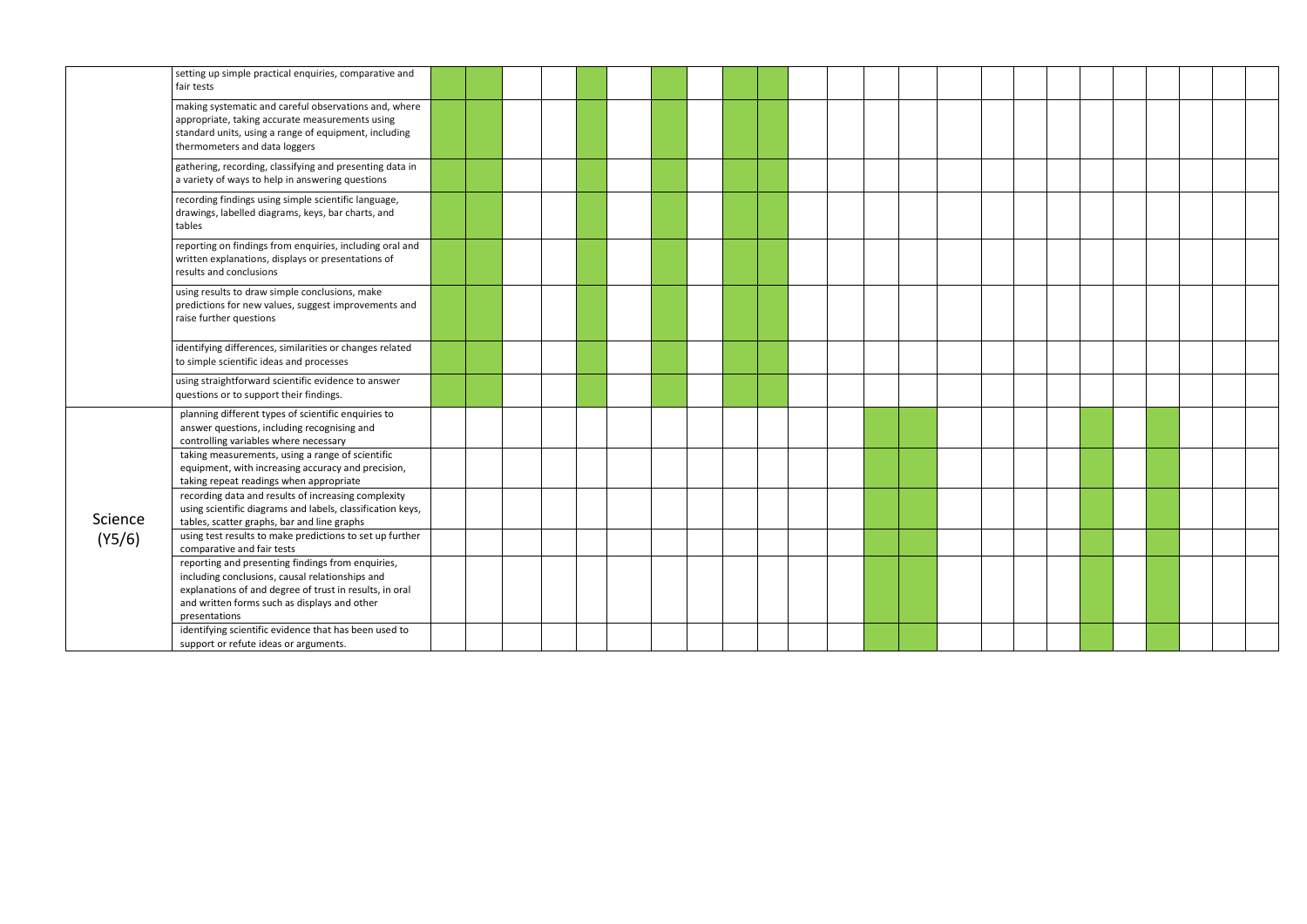| | |
|---|---|
| | setting up simple practical enquiries, comparative and fair tests |
| | making systematic and careful observations and, where appropriate, taking accurate measurements using standard units, using a range of equipment, including thermometers and data loggers |
| | gathering, recording, classifying and presenting data in a variety of ways to help in answering questions |
| | recording findings using simple scientific language, drawings, labelled diagrams, keys, bar charts, and tables |
| | reporting on findings from enquiries, including oral and written explanations, displays or presentations of results and conclusions |
| | using results to draw simple conclusions, make predictions for new values, suggest improvements and raise further questions |
| | identifying differences, similarities or changes related to simple scientific ideas and processes |
| | using straightforward scientific evidence to answer questions or to support their findings. |
| Science (Y5/6) | planning different types of scientific enquiries to answer questions, including recognising and controlling variables where necessary |
| | taking measurements, using a range of scientific equipment, with increasing accuracy and precision, taking repeat readings when appropriate |
| | recording data and results of increasing complexity using scientific diagrams and labels, classification keys, tables, scatter graphs, bar and line graphs |
| | using test results to make predictions to set up further comparative and fair tests |
| | reporting and presenting findings from enquiries, including conclusions, causal relationships and explanations of and degree of trust in results, in oral and written forms such as displays and other presentations |
| | identifying scientific evidence that has been used to support or refute ideas or arguments. |